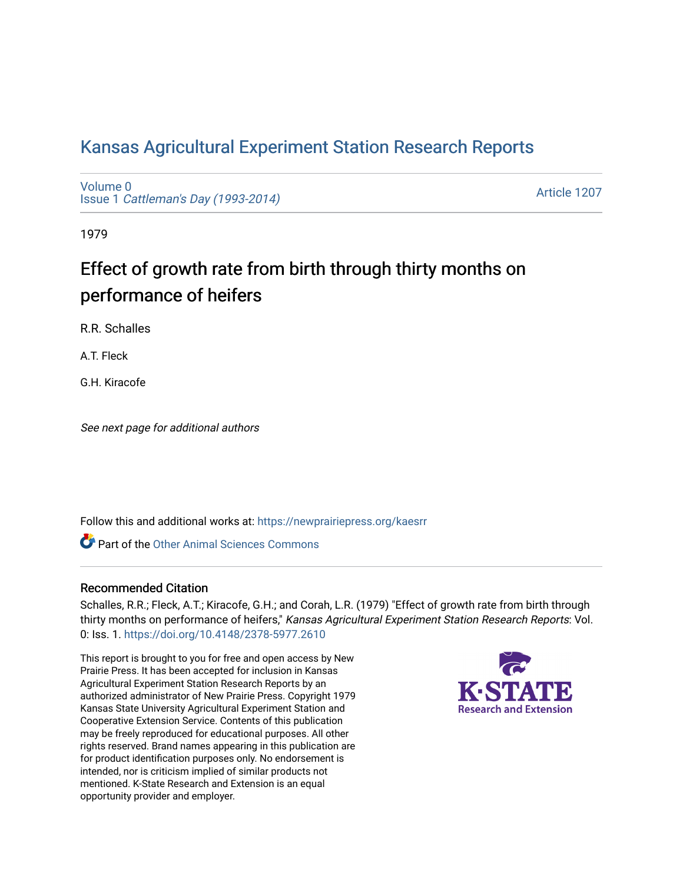# Kansas Agricultural Experiment Station Research Reports

Volume 0
Issue 1 *Cattleman's Day (1993-2014)*

Article 1207

1979

## Effect of growth rate from birth through thirty months on performance of heifers

R.R. Schalles

A.T. Fleck

G.H. Kiracofe

*See next page for additional authors*

Follow this and additional works at: https://newprairiepress.org/kaesrr

Part of the Other Animal Sciences Commons

### Recommended Citation

Schalles, R.R.; Fleck, A.T.; Kiracofe, G.H.; and Corah, L.R. (1979) "Effect of growth rate from birth through thirty months on performance of heifers," *Kansas Agricultural Experiment Station Research Reports*: Vol. 0: Iss. 1. https://doi.org/10.4148/2378-5977.2610

This report is brought to you for free and open access by New Prairie Press. It has been accepted for inclusion in Kansas Agricultural Experiment Station Research Reports by an authorized administrator of New Prairie Press. Copyright 1979 Kansas State University Agricultural Experiment Station and Cooperative Extension Service. Contents of this publication may be freely reproduced for educational purposes. All other rights reserved. Brand names appearing in this publication are for product identification purposes only. No endorsement is intended, nor is criticism implied of similar products not mentioned. K-State Research and Extension is an equal opportunity provider and employer.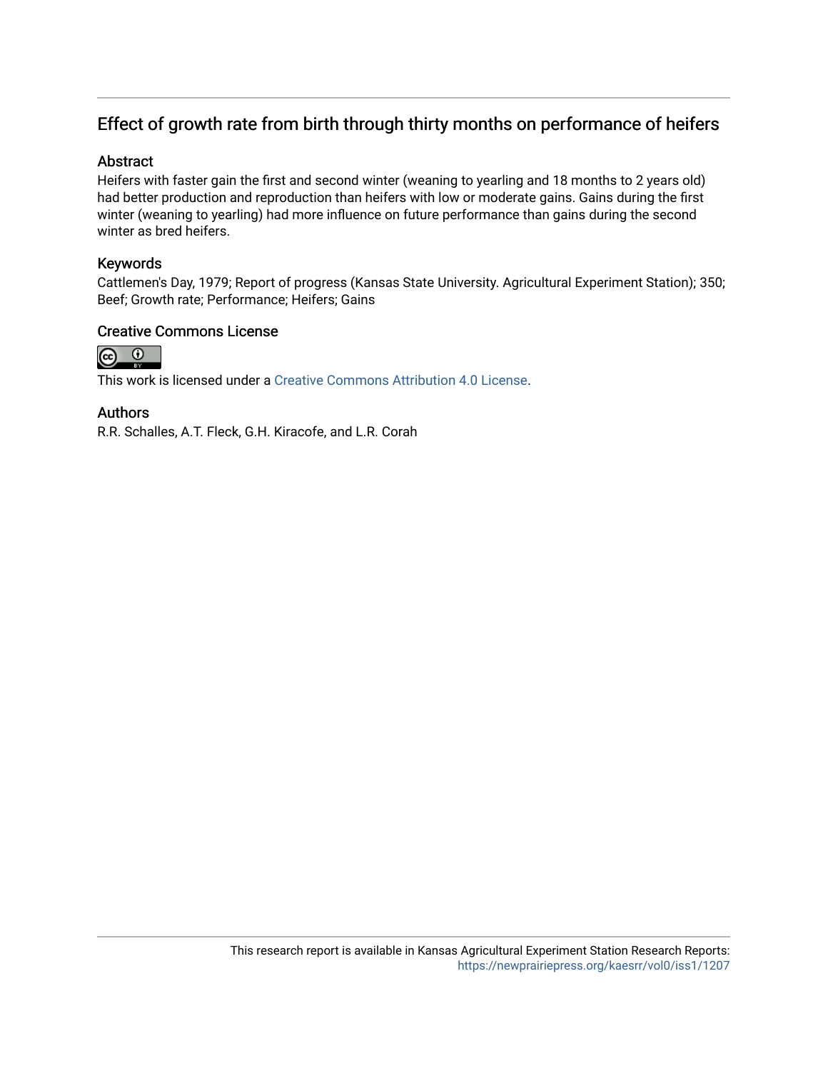# Effect of growth rate from birth through thirty months on performance of heifers

## Abstract

Heifers with faster gain the first and second winter (weaning to yearling and 18 months to 2 years old) had better production and reproduction than heifers with low or moderate gains. Gains during the first winter (weaning to yearling) had more influence on future performance than gains during the second winter as bred heifers.

## Keywords

Cattlemen's Day, 1979; Report of progress (Kansas State University. Agricultural Experiment Station); 350; Beef; Growth rate; Performance; Heifers; Gains

## Creative Commons License

This work is licensed under a Creative Commons Attribution 4.0 License.

## Authors

R.R. Schalles, A.T. Fleck, G.H. Kiracofe, and L.R. Corah

This research report is available in Kansas Agricultural Experiment Station Research Reports: https://newprairiepress.org/kaesrr/vol0/iss1/1207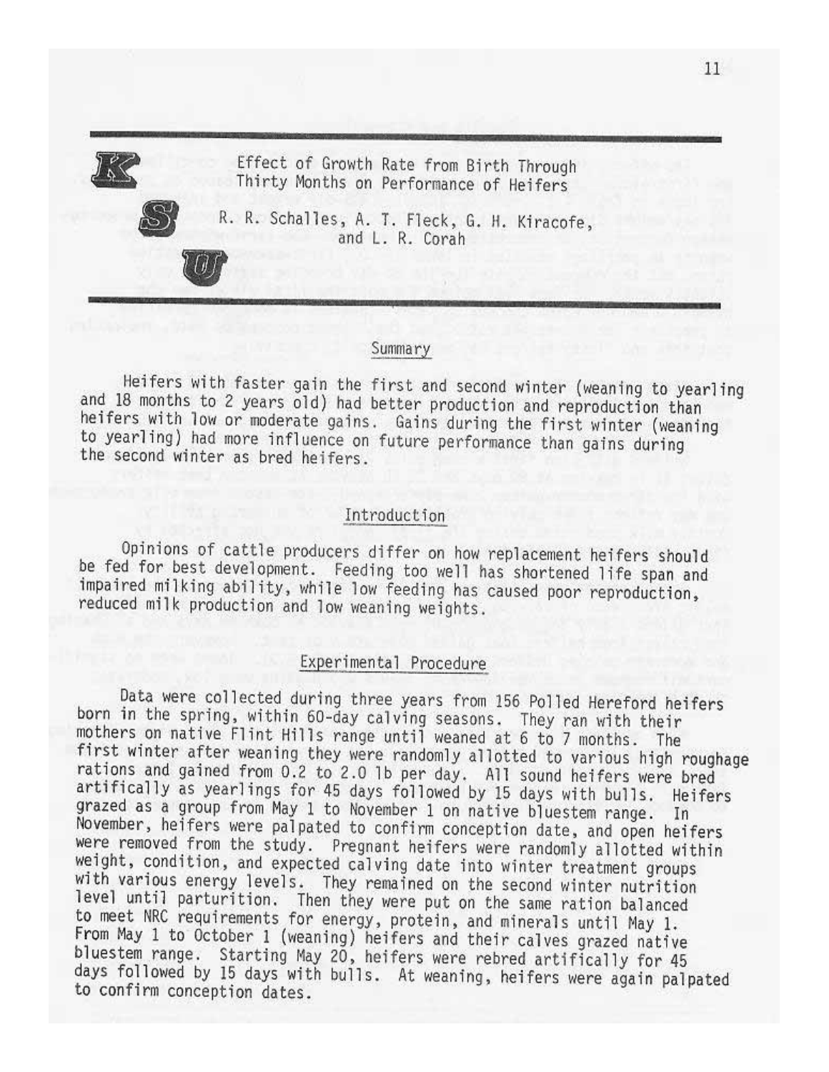# Effect of Growth Rate from Birth Through Thirty Months on Performance of Heifers

R. R. Schalles, A. T. Fleck, G. H. Kiracofe, and L. R. Corah

## Summary

Heifers with faster gain the first and second winter (weaning to yearling and 18 months to 2 years old) had better production and reproduction than heifers with low or moderate gains. Gains during the first winter (weaning to yearling) had more influence on future performance than gains during the second winter as bred heifers.

## Introduction

Opinions of cattle producers differ on how replacement heifers should be fed for best development. Feeding too well has shortened life span and impaired milking ability, while low feeding has caused poor reproduction, reduced milk production and low weaning weights.

## Experimental Procedure

Data were collected during three years from 156 Polled Hereford heifers born in the spring, within 60-day calving seasons. They ran with their mothers on native Flint Hills range until weaned at 6 to 7 months. The first winter after weaning they were randomly allotted to various high roughage rations and gained from 0.2 to 2.0 lb per day. All sound heifers were bred artifically as yearlings for 45 days followed by 15 days with bulls. Heifers grazed as a group from May 1 to November 1 on native bluestem range. In November, heifers were palpated to confirm conception date, and open heifers were removed from the study. Pregnant heifers were randomly allotted within weight, condition, and expected calving date into winter treatment groups with various energy levels. They remained on the second winter nutrition level until parturition. Then they were put on the same ration balanced to meet NRC requirements for energy, protein, and minerals until May 1. From May 1 to October 1 (weaning) heifers and their calves grazed native bluestem range. Starting May 20, heifers were rebred artifically for 45 days followed by 15 days with bulls. At weaning, heifers were again palpated to confirm conception dates.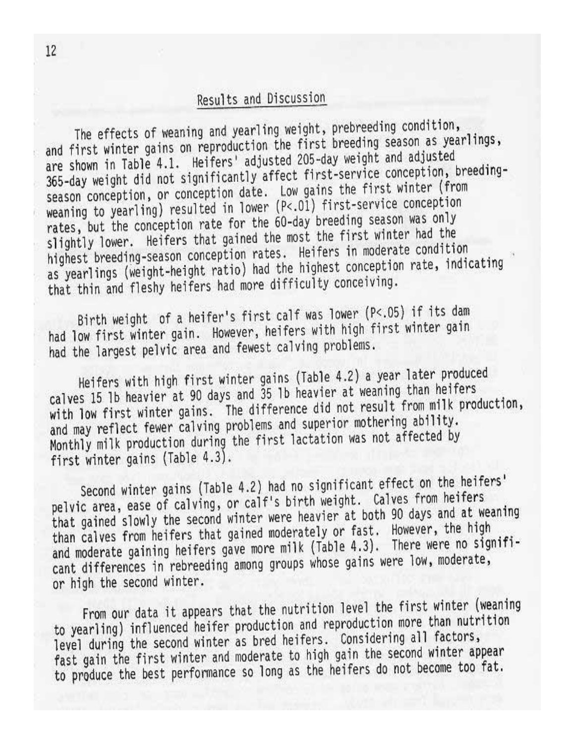## Results and Discussion

The effects of weaning and yearling weight, prebreeding condition, and first winter gains on reproduction the first breeding season as yearlings, are shown in Table 4.1. Heifers' adjusted 205-day weight and adjusted 365-day weight did not significantly affect first-service conception, breeding-season conception, or conception date. Low gains the first winter (from weaning to yearling) resulted in lower ($P<.01$) first-service conception rates, but the conception rate for the 60-day breeding season was only slightly lower. Heifers that gained the most the first winter had the highest breeding-season conception rates. Heifers in moderate condition as yearlings (weight-height ratio) had the highest conception rate, indicating that thin and fleshy heifers had more difficulty conceiving.

Birth weight of a heifer's first calf was lower ($P<.05$) if its dam had low first winter gain. However, heifers with high first winter gain had the largest pelvic area and fewest calving problems.

Heifers with high first winter gains (Table 4.2) a year later produced calves 15 lb heavier at 90 days and 35 lb heavier at weaning than heifers with low first winter gains. The difference did not result from milk production, and may reflect fewer calving problems and superior mothering ability. Monthly milk production during the first lactation was not affected by first winter gains (Table 4.3).

Second winter gains (Table 4.2) had no significant effect on the heifers' pelvic area, ease of calving, or calf's birth weight. Calves from heifers that gained slowly the second winter were heavier at both 90 days and at weaning than calves from heifers that gained moderately or fast. However, the high and moderate gaining heifers gave more milk (Table 4.3). There were no significant differences in rebreeding among groups whose gains were low, moderate, or high the second winter.

From our data it appears that the nutrition level the first winter (weaning to yearling) influenced heifer production and reproduction more than nutrition level during the second winter as bred heifers. Considering all factors, fast gain the first winter and moderate to high gain the second winter appear to produce the best performance so long as the heifers do not become too fat.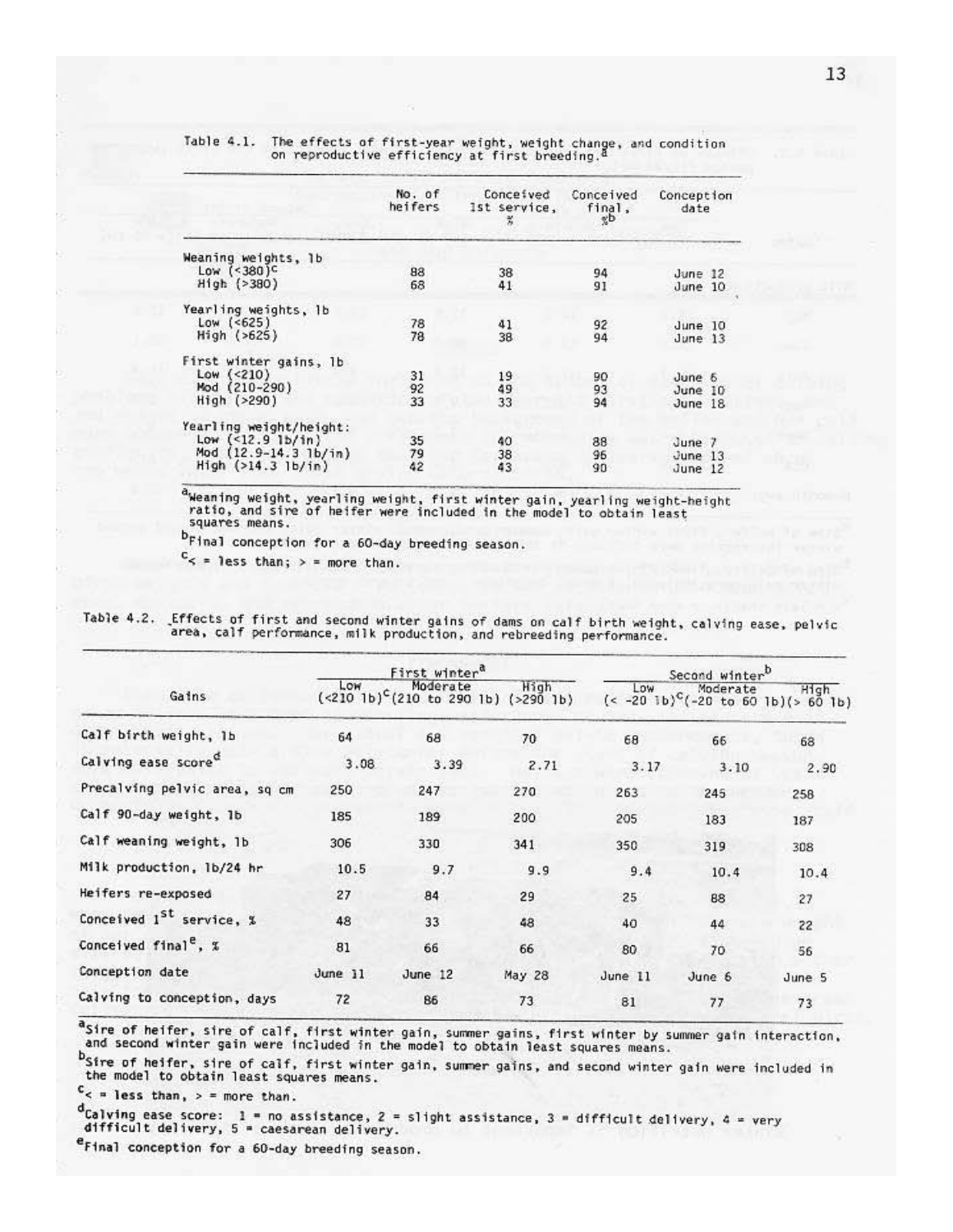Table 4.1. The effects of first-year weight, weight change, and condition on reproductive efficiency at first breeding.[a]

| | No. of heifers | Conceived 1st service, % | Conceived final, %[b] | Conception date |
|---|---|---|---|---|
| Weaning weights, lb | | | | |
| Low (<380)[c] | 88 | 38 | 94 | June 12 |
| High (>380) | 68 | 41 | 91 | June 10 |
| Yearling weights, lb | | | | |
| Low (<625) | 78 | 41 | 92 | June 10 |
| High (>625) | 78 | 38 | 94 | June 13 |
| First winter gains, lb | | | | |
| Low (<210) | 31 | 19 | 90 | June 6 |
| Mod (210-290) | 92 | 49 | 93 | June 10 |
| High (>290) | 33 | 33 | 94 | June 18 |
| Yearling weight/height: | | | | |
| Low (<12.9 lb/in) | 35 | 40 | 88 | June 7 |
| Mod (12.9-14.3 lb/in) | 79 | 38 | 96 | June 13 |
| High (>14.3 lb/in) | 42 | 43 | 90 | June 12 |

[a]Weaning weight, yearling weight, first winter gain, yearling weight-height ratio, and sire of heifer were included in the model to obtain least squares means.

[b]Final conception for a 60-day breeding season.

[c]< = less than; > = more than.

Table 4.2. Effects of first and second winter gains of dams on calf birth weight, calving ease, pelvic area, calf performance, milk production, and rebreeding performance.

| Gains | First winter[a] | | | Second winter[b] | | |
|---|---|---|---|---|---|---|
| | Low (<210 lb)[c] | Moderate (210 to 290 lb) | High (>290 lb) | Low (< -20 lb)[c] | Moderate (-20 to 60 lb) | High (> 60 lb) |
| Calf birth weight, lb | 64 | 68 | 70 | 68 | 66 | 68 |
| Calving ease score[d] | 3.08 | 3.39 | 2.71 | 3.17 | 3.10 | 2.90 |
| Precalving pelvic area, sq cm | 250 | 247 | 270 | 263 | 245 | 258 |
| Calf 90-day weight, lb | 185 | 189 | 200 | 205 | 183 | 187 |
| Calf weaning weight, lb | 306 | 330 | 341 | 350 | 319 | 308 |
| Milk production, lb/24 hr | 10.5 | 9.7 | 9.9 | 9.4 | 10.4 | 10.4 |
| Heifers re-exposed | 27 | 84 | 29 | 25 | 88 | 27 |
| Conceived 1st service, % | 48 | 33 | 48 | 40 | 44 | 22 |
| Conceived final[e], % | 81 | 66 | 66 | 80 | 70 | 56 |
| Conception date | June 11 | June 12 | May 28 | June 11 | June 6 | June 5 |
| Calving to conception, days | 72 | 86 | 73 | 81 | 77 | 73 |

[a]Sire of heifer, sire of calf, first winter gain, summer gains, first winter by summer gain interaction, and second winter gain were included in the model to obtain least squares means.

[b]Sire of heifer, sire of calf, first winter gain, summer gains, and second winter gain were included in the model to obtain least squares means.

[c]< = less than, > = more than.

[d]Calving ease score: 1 = no assistance, 2 = slight assistance, 3 = difficult delivery, 4 = very difficult delivery, 5 = caesarean delivery.

[e]Final conception for a 60-day breeding season.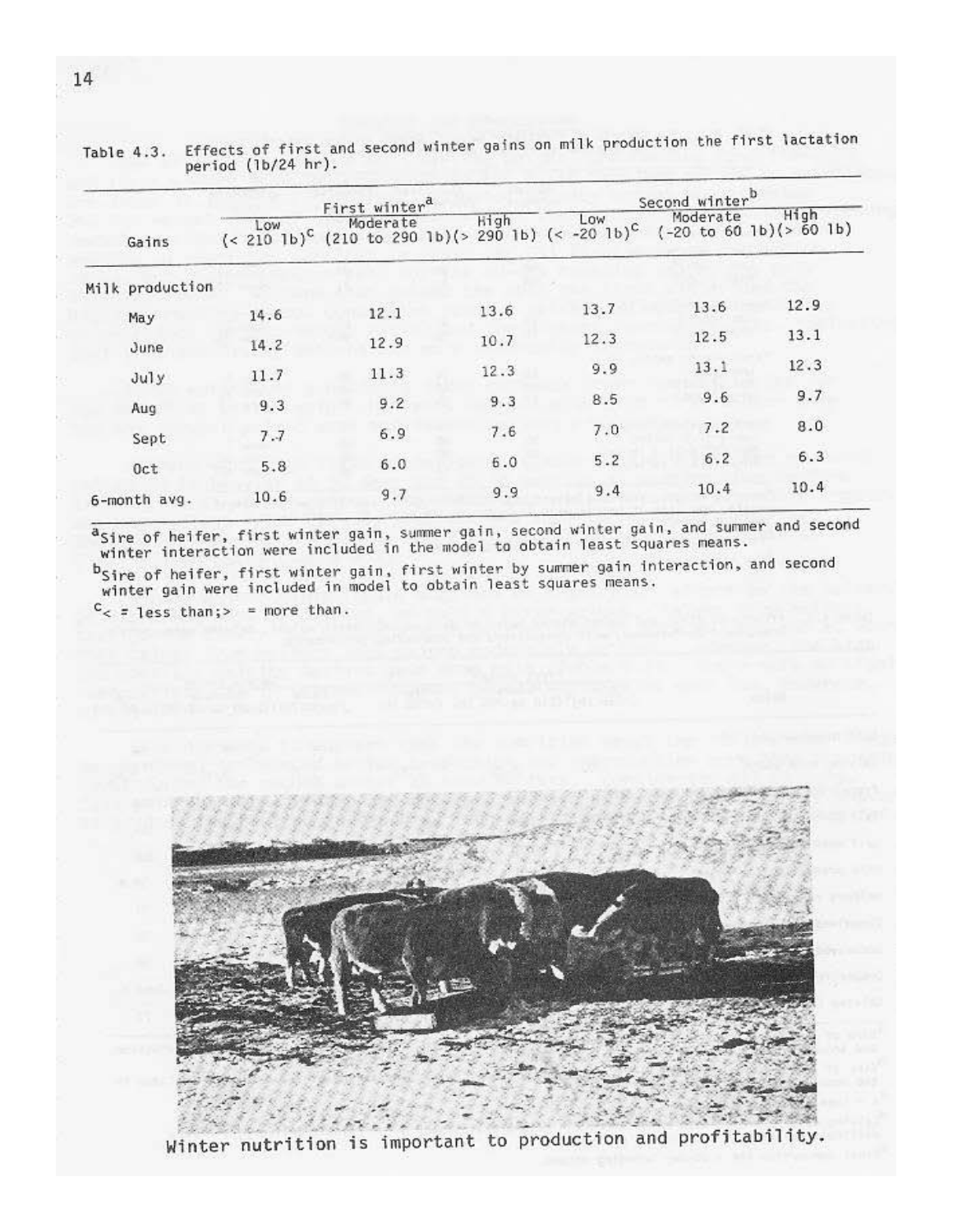Table 4.3. Effects of first and second winter gains on milk production the first lactation period (lb/24 hr).

| Gains | First winter[a] | | | Second winter[b] | | |
|---|---|---|---|---|---|---|
| | Low (< 210 lb)[c] | Moderate (210 to 290 lb) | High (> 290 lb) | Low (< -20 lb)[c] | Moderate (-20 to 60 lb) | High (> 60 lb) |
| Milk production | | | | | | |
| May | 14.6 | 12.1 | 13.6 | 13.7 | 13.6 | 12.9 |
| June | 14.2 | 12.9 | 10.7 | 12.3 | 12.5 | 13.1 |
| July | 11.7 | 11.3 | 12.3 | 9.9 | 13.1 | 12.3 |
| Aug | 9.3 | 9.2 | 9.3 | 8.5 | 9.6 | 9.7 |
| Sept | 7.7 | 6.9 | 7.6 | 7.0 | 7.2 | 8.0 |
| Oct | 5.8 | 6.0 | 6.0 | 5.2 | 6.2 | 6.3 |
| 6-month avg. | 10.6 | 9.7 | 9.9 | 9.4 | 10.4 | 10.4 |

[a]Sire of heifer, first winter gain, summer gain, second winter gain, and summer and second winter interaction were included in the model to obtain least squares means.

[b]Sire of heifer, first winter gain, first winter by summer gain interaction, and second winter gain were included in model to obtain least squares means.

[c]< = less than; > = more than.

Winter nutrition is important to production and profitability.